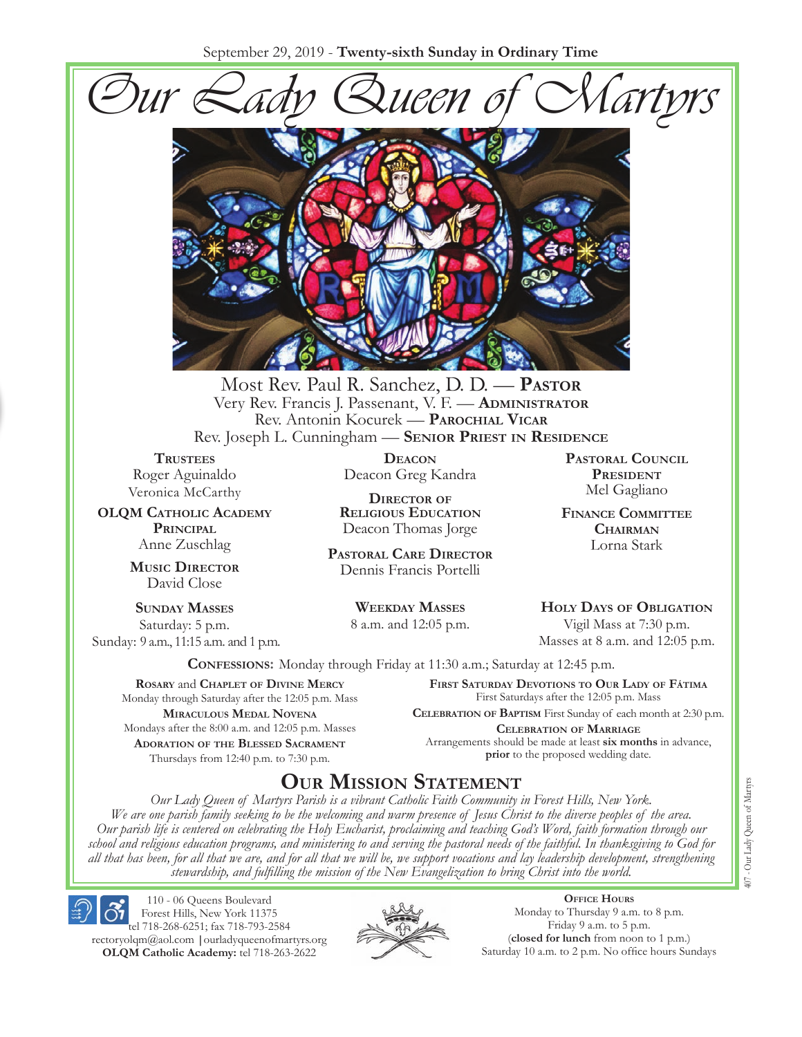September 29, 2019 - **Twenty-sixth Sunday in Ordinary Time**

# Our Lady Queen of Martyrs

Most Rev. Paul R. Sanchez, D. D. — **Pastor**
Very Rev. Francis J. Passenant, V. F. — **Administrator**
Rev. Antonin Kocurek — **Parochial Vicar**
Rev. Joseph L. Cunningham — **Senior Priest in Residence**

**Trustees**
Roger Aguinaldo
Veronica McCarthy

**OLQM Catholic Academy Principal**
Anne Zuschlag

**Music Director**
David Close

**Deacon**
Deacon Greg Kandra

**Director of Religious Education**
Deacon Thomas Jorge

**Pastoral Care Director**
Dennis Francis Portelli

**Pastoral Council President**
Mel Gagliano

**Finance Committee Chairman**
Lorna Stark

**Sunday Masses**
Saturday: 5 p.m.
Sunday: 9 a.m., 11:15 a.m. and 1 p.m.

**Weekday Masses**
8 a.m. and 12:05 p.m.

**Holy Days of Obligation**
Vigil Mass at 7:30 p.m.
Masses at 8 a.m. and 12:05 p.m.

**Confessions:** Monday through Friday at 11:30 a.m.; Saturday at 12:45 p.m.

**Rosary** and **Chaplet of Divine Mercy**
Monday through Saturday after the 12:05 p.m. Mass

**Miraculous Medal Novena**
Mondays after the 8:00 a.m. and 12:05 p.m. Masses

**Adoration of the Blessed Sacrament**
Thursdays from 12:40 p.m. to 7:30 p.m.

**First Saturday Devotions to Our Lady of Fátima**
First Saturdays after the 12:05 p.m. Mass

**Celebration of Baptism** First Sunday of each month at 2:30 p.m.

**Celebration of Marriage**
Arrangements should be made at least **six months** in advance, **prior** to the proposed wedding date.

## Our Mission Statement

*Our Lady Queen of Martyrs Parish is a vibrant Catholic Faith Community in Forest Hills, New York. We are one parish family seeking to be the welcoming and warm presence of Jesus Christ to the diverse peoples of the area. Our parish life is centered on celebrating the Holy Eucharist, proclaiming and teaching God's Word, faith formation through our school and religious education programs, and ministering to and serving the pastoral needs of the faithful. In thanksgiving to God for all that has been, for all that we are, and for all that we will be, we support vocations and lay leadership development, strengthening stewardship, and fulfilling the mission of the New Evangelization to bring Christ into the world.*

110 - 06 Queens Boulevard
Forest Hills, New York 11375
tel 718-268-6251; fax 718-793-2584
rectoryolqm@aol.com | ourladyqueenofmartyrs.org
**OLQM Catholic Academy:** tel 718-263-2622

**Office Hours**
Monday to Thursday 9 a.m. to 8 p.m.
Friday 9 a.m. to 5 p.m.
(**closed for lunch** from noon to 1 p.m.)
Saturday 10 a.m. to 2 p.m. No office hours Sundays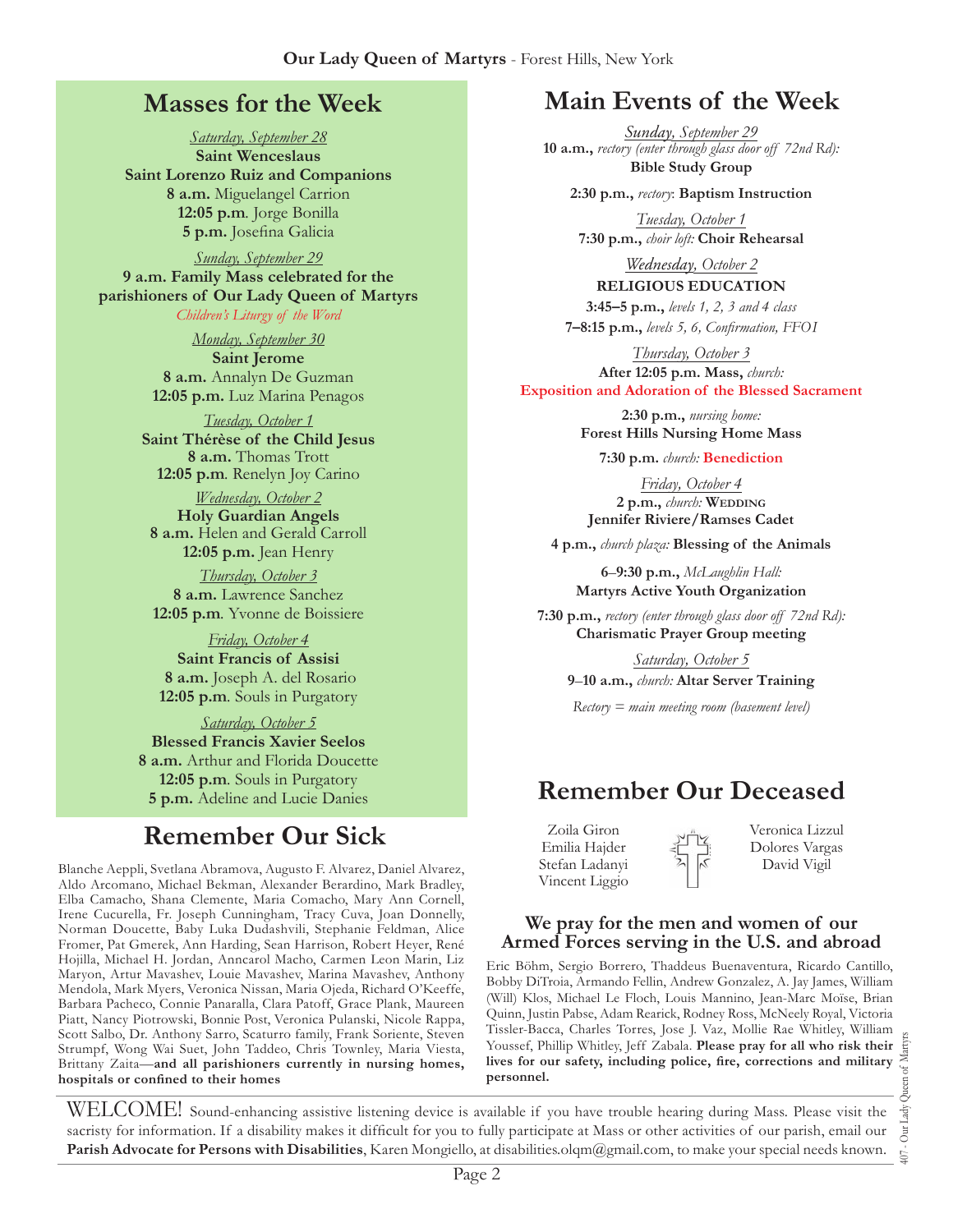## Masses for the Week

*Saturday, September 28*
**Saint Wenceslaus**
**Saint Lorenzo Ruiz and Companions**
**8 a.m.** Miguelangel Carrion
**12:05 p.m**. Jorge Bonilla
**5 p.m.** Josefina Galicia

*Sunday, September 29*
**9 a.m. Family Mass celebrated for the parishioners of Our Lady Queen of Martyrs**
*Children's Liturgy of the Word*

*Monday, September 30*
**Saint Jerome**
**8 a.m.** Annalyn De Guzman
**12:05 p.m.** Luz Marina Penagos

*Tuesday, October 1*
**Saint Thérèse of the Child Jesus**
**8 a.m.** Thomas Trott
**12:05 p.m**. Renelyn Joy Carino

*Wednesday, October 2*
**Holy Guardian Angels**
**8 a.m.** Helen and Gerald Carroll
**12:05 p.m.** Jean Henry

*Thursday, October 3*
**8 a.m.** Lawrence Sanchez
**12:05 p.m**. Yvonne de Boissiere

*Friday, October 4*
**Saint Francis of Assisi**
**8 a.m.** Joseph A. del Rosario
**12:05 p.m**. Souls in Purgatory

*Saturday, October 5*
**Blessed Francis Xavier Seelos**
**8 a.m.** Arthur and Florida Doucette
**12:05 p.m**. Souls in Purgatory
**5 p.m.** Adeline and Lucie Danies

## Remember Our Sick

Blanche Aeppli, Svetlana Abramova, Augusto F. Alvarez, Daniel Alvarez, Aldo Arcomano, Michael Bekman, Alexander Berardino, Mark Bradley, Elba Camacho, Shana Clemente, Maria Comacho, Mary Ann Cornell, Irene Cucurella, Fr. Joseph Cunningham, Tracy Cuva, Joan Donnelly, Norman Doucette, Baby Luka Dudashvili, Stephanie Feldman, Alice Fromer, Pat Gmerek, Ann Harding, Sean Harrison, Robert Heyer, René Hojilla, Michael H. Jordan, Anncarol Macho, Carmen Leon Marin, Liz Maryon, Artur Mavashev, Louie Mavashev, Marina Mavashev, Anthony Mendola, Mark Myers, Veronica Nissan, Maria Ojeda, Richard O'Keeffe, Barbara Pacheco, Connie Panaralla, Clara Patoff, Grace Plank, Maureen Piatt, Nancy Piotrowski, Bonnie Post, Veronica Pulanski, Nicole Rappa, Scott Salbo, Dr. Anthony Sarro, Scaturro family, Frank Soriente, Steven Strumpf, Wong Wai Suet, John Taddeo, Chris Townley, Maria Viesta, Brittany Zaita—**and all parishioners currently in nursing homes, hospitals or confined to their homes**

## Main Events of the Week

*Sunday, September 29*
**10 a.m.,** *rectory (enter through glass door off 72nd Rd):* **Bible Study Group**

**2:30 p.m.,** *rectory*: **Baptism Instruction**

*Tuesday, October 1*
**7:30 p.m.,** *choir loft:* **Choir Rehearsal**

*Wednesday, October 2*
**RELIGIOUS EDUCATION**
**3:45–5 p.m.,** *levels 1, 2, 3 and 4 class*
**7–8:15 p.m.,** *levels 5, 6, Confirmation, FFOI*

*Thursday, October 3*
**After 12:05 p.m. Mass,** *church:*
**Exposition and Adoration of the Blessed Sacrament**

**2:30 p.m.,** *nursing home:* **Forest Hills Nursing Home Mass**

**7:30 p.m.** *church:* **Benediction**

*Friday, October 4*
**2 p.m.,** *church:* **Wedding**
**Jennifer Riviere/Ramses Cadet**

**4 p.m.,** *church plaza:* **Blessing of the Animals**

**6–9:30 p.m.,** *McLaughlin Hall:* **Martyrs Active Youth Organization**

**7:30 p.m.,** *rectory (enter through glass door off 72nd Rd):* **Charismatic Prayer Group meeting**

*Saturday, October 5*
**9–10 a.m.,** *church:* **Altar Server Training**

*Rectory = main meeting room (basement level)*

## Remember Our Deceased

Zoila Giron
Emilia Hajder
Stefan Ladanyi
Vincent Liggio
Veronica Lizzul
Dolores Vargas
David Vigil

### We pray for the men and women of our Armed Forces serving in the U.S. and abroad

Eric Böhm, Sergio Borrero, Thaddeus Buenaventura, Ricardo Cantillo, Bobby DiTroia, Armando Fellin, Andrew Gonzalez, A. Jay James, William (Will) Klos, Michael Le Floch, Louis Mannino, Jean-Marc Moïse, Brian Quinn, Justin Pabse, Adam Rearick, Rodney Ross, McNeely Royal, Victoria Tissler-Bacca, Charles Torres, Jose J. Vaz, Mollie Rae Whitley, William Youssef, Phillip Whitley, Jeff Zabala. **Please pray for all who risk their lives for our safety, including police, fire, corrections and military personnel.**

WELCOME! Sound-enhancing assistive listening device is available if you have trouble hearing during Mass. Please visit the sacristy for information. If a disability makes it difficult for you to fully participate at Mass or other activities of our parish, email our **Parish Advocate for Persons with Disabilities**, Karen Mongiello, at disabilities.olqm@gmail.com, to make your special needs known.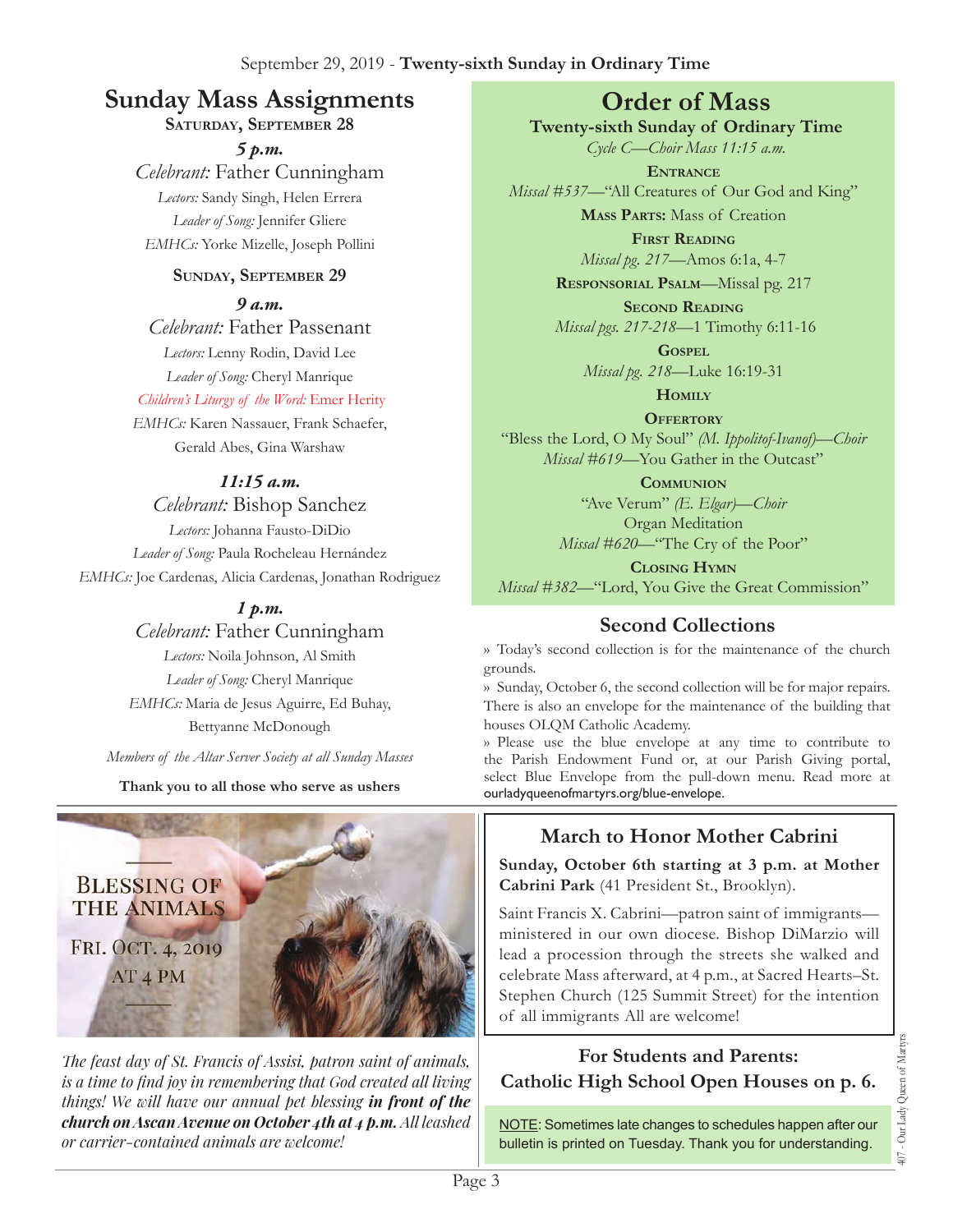September 29, 2019 - **Twenty-sixth Sunday in Ordinary Time**

# Sunday Mass Assignments

**Saturday, September 28**

***5 p.m.***

*Celebrant:* Father Cunningham

*Lectors:* Sandy Singh, Helen Errera

*Leader of Song:* Jennifer Gliere

*EMHCs:* Yorke Mizelle, Joseph Pollini

**Sunday, September 29**

***9 a.m.***

*Celebrant:* Father Passenant

*Lectors:* Lenny Rodin, David Lee

*Leader of Song:* Cheryl Manrique

*Children's Liturgy of the Word:* Emer Herity

*EMHCs:* Karen Nassauer, Frank Schaefer, Gerald Abes, Gina Warshaw

***11:15 a.m.***

*Celebrant:* Bishop Sanchez

*Lectors:* Johanna Fausto-DiDio

*Leader of Song:* Paula Rocheleau Hernández

*EMHCs:* Joe Cardenas, Alicia Cardenas, Jonathan Rodriguez

***1 p.m.***

*Celebrant:* Father Cunningham

*Lectors:* Noila Johnson, Al Smith

*Leader of Song:* Cheryl Manrique

*EMHCs:* Maria de Jesus Aguirre, Ed Buhay, Bettyanne McDonough

*Members of the Altar Server Society at all Sunday Masses*

**Thank you to all those who serve as ushers**

# Order of Mass

**Twenty-sixth Sunday of Ordinary Time**

*Cycle C—Choir Mass 11:15 a.m.*

**Entrance**
*Missal #537*—"All Creatures of Our God and King"

**Mass Parts:** Mass of Creation

**First Reading**
*Missal pg. 217*—Amos 6:1a, 4-7

**Responsorial Psalm**—Missal pg. 217

**Second Reading**
*Missal pgs. 217-218*—1 Timothy 6:11-16

**Gospel**
*Missal pg. 218*—Luke 16:19-31

**Homily**

**Offertory**
"Bless the Lord, O My Soul" *(M. Ippolitof-Ivanof)—Choir*
*Missal #619*—You Gather in the Outcast"

**Communion**
"Ave Verum" *(E. Elgar)—Choir*
Organ Meditation
*Missal #620*—"The Cry of the Poor"

**Closing Hymn**
*Missal #382*—"Lord, You Give the Great Commission"

## Second Collections

» Today's second collection is for the maintenance of the church grounds.

» Sunday, October 6, the second collection will be for major repairs. There is also an envelope for the maintenance of the building that houses OLQM Catholic Academy.

» Please use the blue envelope at any time to contribute to the Parish Endowment Fund or, at our Parish Giving portal, select Blue Envelope from the pull-down menu. Read more at ourladyqueenofmartyrs.org/blue-envelope.

## Blessing of the Animals

Fri. Oct. 4, 2019 at 4 PM

*The feast day of St. Francis of Assisi, patron saint of animals, is a time to find joy in remembering that God created all living things! We will have our annual pet blessing* ***in front of the church on Ascan Avenue on October 4th at 4 p.m.*** *All leashed or carrier-contained animals are welcome!*

## March to Honor Mother Cabrini

**Sunday, October 6th starting at 3 p.m. at Mother Cabrini Park** (41 President St., Brooklyn).

Saint Francis X. Cabrini—patron saint of immigrants—ministered in our own diocese. Bishop DiMarzio will lead a procession through the streets she walked and celebrate Mass afterward, at 4 p.m., at Sacred Hearts–St. Stephen Church (125 Summit Street) for the intention of all immigrants All are welcome!

**For Students and Parents: Catholic High School Open Houses on p. 6.**

NOTE: Sometimes late changes to schedules happen after our bulletin is printed on Tuesday. Thank you for understanding.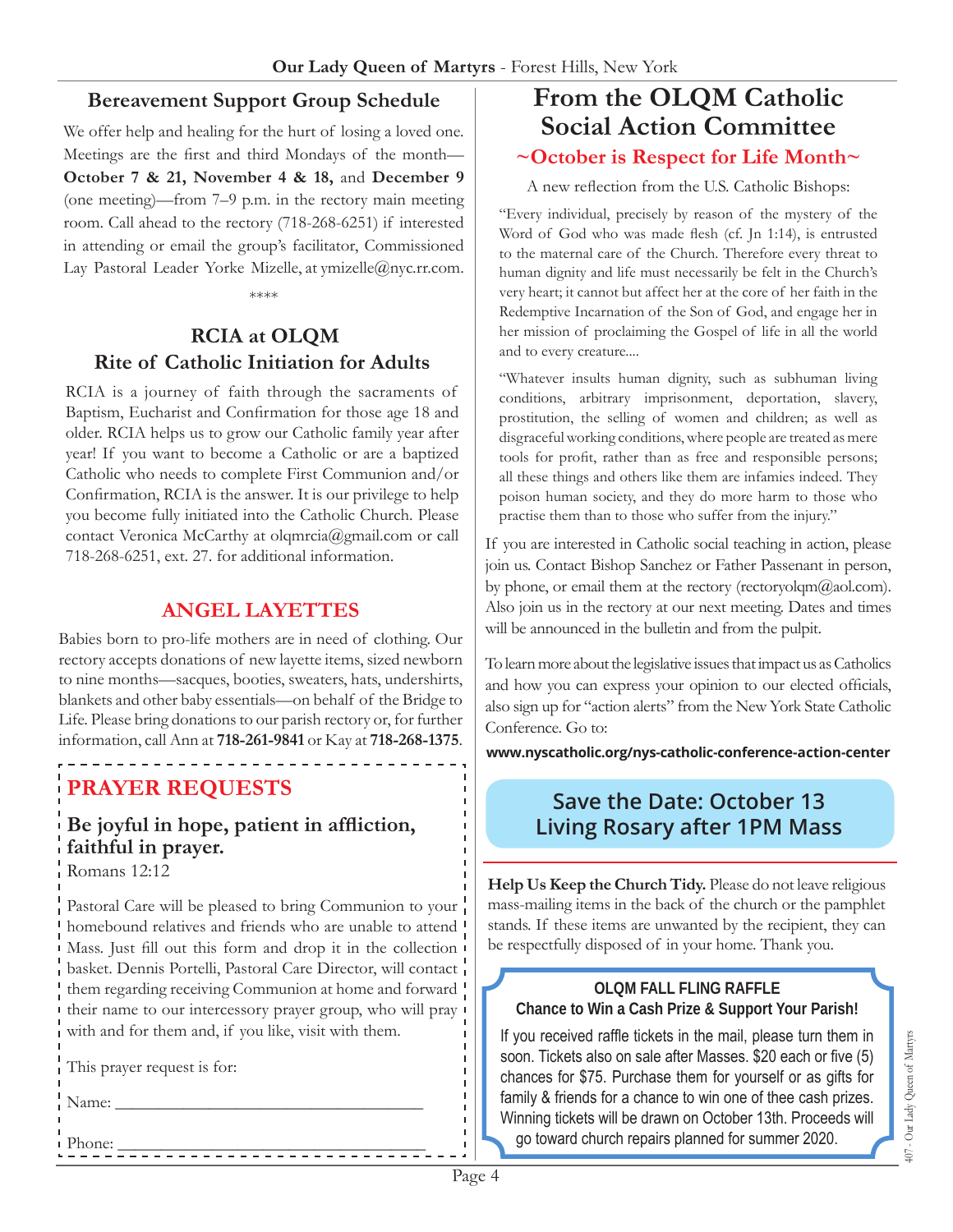## Bereavement Support Group Schedule

We offer help and healing for the hurt of losing a loved one. Meetings are the first and third Mondays of the month—**October 7 & 21, November 4 & 18,** and **December 9** (one meeting)—from 7–9 p.m. in the rectory main meeting room. Call ahead to the rectory (718-268-6251) if interested in attending or email the group's facilitator, Commissioned Lay Pastoral Leader Yorke Mizelle, at ymizelle@nyc.rr.com.

\*\*\*\*

## RCIA at OLQM
## Rite of Catholic Initiation for Adults

RCIA is a journey of faith through the sacraments of Baptism, Eucharist and Confirmation for those age 18 and older. RCIA helps us to grow our Catholic family year after year! If you want to become a Catholic or are a baptized Catholic who needs to complete First Communion and/or Confirmation, RCIA is the answer. It is our privilege to help you become fully initiated into the Catholic Church. Please contact Veronica McCarthy at olqmrcia@gmail.com or call 718-268-6251, ext. 27. for additional information.

## ANGEL LAYETTES

Babies born to pro-life mothers are in need of clothing. Our rectory accepts donations of new layette items, sized newborn to nine months—sacques, booties, sweaters, hats, undershirts, blankets and other baby essentials—on behalf of the Bridge to Life. Please bring donations to our parish rectory or, for further information, call Ann at **718-261-9841** or Kay at **718-268-1375**.

## PRAYER REQUESTS

**Be joyful in hope, patient in affliction, faithful in prayer.**
Romans 12:12

Pastoral Care will be pleased to bring Communion to your homebound relatives and friends who are unable to attend Mass. Just fill out this form and drop it in the collection basket. Dennis Portelli, Pastoral Care Director, will contact them regarding receiving Communion at home and forward their name to our intercessory prayer group, who will pray with and for them and, if you like, visit with them.

This prayer request is for:

Name: ___________________________________

Phone: ___________________________________

## From the OLQM Catholic Social Action Committee

### ~October is Respect for Life Month~

A new reflection from the U.S. Catholic Bishops:

"Every individual, precisely by reason of the mystery of the Word of God who was made flesh (cf. Jn 1:14), is entrusted to the maternal care of the Church. Therefore every threat to human dignity and life must necessarily be felt in the Church's very heart; it cannot but affect her at the core of her faith in the Redemptive Incarnation of the Son of God, and engage her in her mission of proclaiming the Gospel of life in all the world and to every creature....

"Whatever insults human dignity, such as subhuman living conditions, arbitrary imprisonment, deportation, slavery, prostitution, the selling of women and children; as well as disgraceful working conditions, where people are treated as mere tools for profit, rather than as free and responsible persons; all these things and others like them are infamies indeed. They poison human society, and they do more harm to those who practise them than to those who suffer from the injury."

If you are interested in Catholic social teaching in action, please join us. Contact Bishop Sanchez or Father Passenant in person, by phone, or email them at the rectory (rectoryolqm@aol.com). Also join us in the rectory at our next meeting. Dates and times will be announced in the bulletin and from the pulpit.

To learn more about the legislative issues that impact us as Catholics and how you can express your opinion to our elected officials, also sign up for "action alerts" from the New York State Catholic Conference. Go to:

**www.nyscatholic.org/nys-catholic-conference-action-center**

### Save the Date: October 13
### Living Rosary after 1PM Mass

**Help Us Keep the Church Tidy.** Please do not leave religious mass-mailing items in the back of the church or the pamphlet stands. If these items are unwanted by the recipient, they can be respectfully disposed of in your home. Thank you.

### OLQM FALL FLING RAFFLE
**Chance to Win a Cash Prize & Support Your Parish!**

If you received raffle tickets in the mail, please turn them in soon. Tickets also on sale after Masses. $20 each or five (5) chances for $75. Purchase them for yourself or as gifts for family & friends for a chance to win one of thee cash prizes. Winning tickets will be drawn on October 13th. Proceeds will go toward church repairs planned for summer 2020.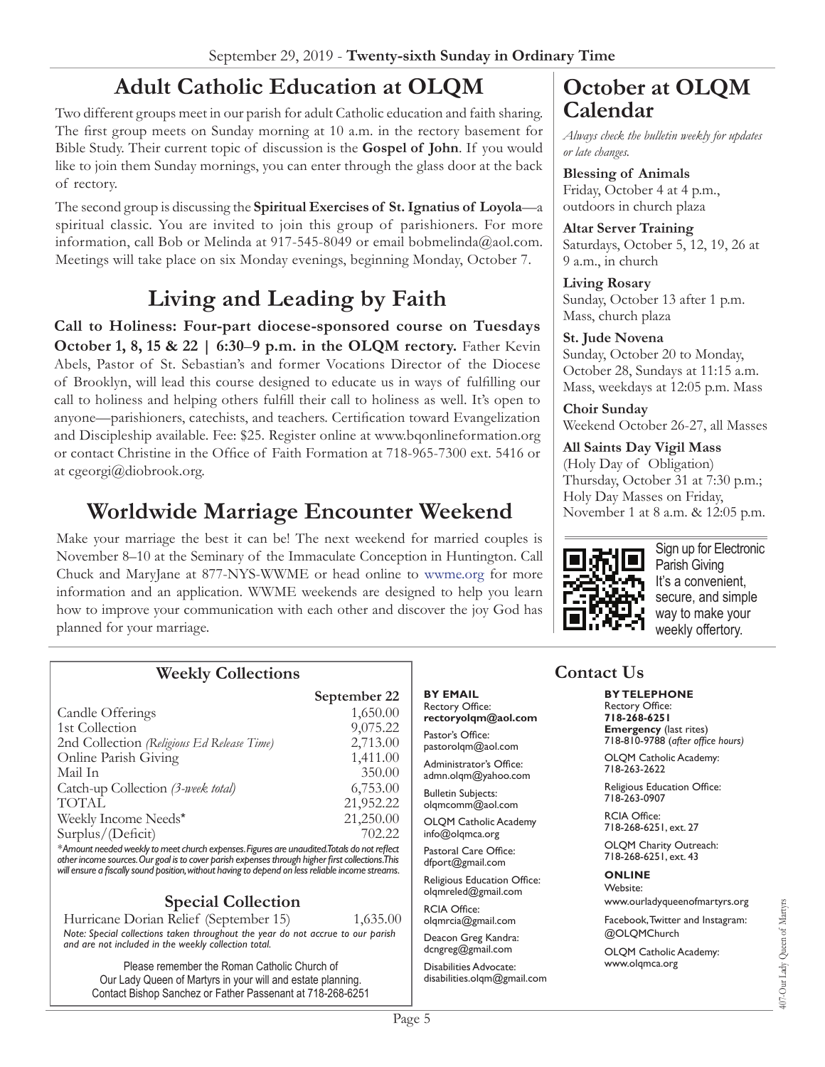## Adult Catholic Education at OLQM

Two different groups meet in our parish for adult Catholic education and faith sharing. The first group meets on Sunday morning at 10 a.m. in the rectory basement for Bible Study. Their current topic of discussion is the **Gospel of John**. If you would like to join them Sunday mornings, you can enter through the glass door at the back of rectory.

The second group is discussing the **Spiritual Exercises of St. Ignatius of Loyola**—a spiritual classic. You are invited to join this group of parishioners. For more information, call Bob or Melinda at 917-545-8049 or email bobmelinda@aol.com. Meetings will take place on six Monday evenings, beginning Monday, October 7.

## Living and Leading by Faith

**Call to Holiness: Four-part diocese-sponsored course on Tuesdays October 1, 8, 15 & 22 | 6:30–9 p.m. in the OLQM rectory.** Father Kevin Abels, Pastor of St. Sebastian's and former Vocations Director of the Diocese of Brooklyn, will lead this course designed to educate us in ways of fulfilling our call to holiness and helping others fulfill their call to holiness as well. It's open to anyone—parishioners, catechists, and teachers. Certification toward Evangelization and Discipleship available. Fee: $25. Register online at www.bqonlineformation.org or contact Christine in the Office of Faith Formation at 718-965-7300 ext. 5416 or at cgeorgi@diobrook.org.

## Worldwide Marriage Encounter Weekend

Make your marriage the best it can be! The next weekend for married couples is November 8–10 at the Seminary of the Immaculate Conception in Huntington. Call Chuck and MaryJane at 877-NYS-WWME or head online to wwme.org for more information and an application. WWME weekends are designed to help you learn how to improve your communication with each other and discover the joy God has planned for your marriage.

## October at OLQM Calendar

*Always check the bulletin weekly for updates or late changes.*

**Blessing of Animals**
Friday, October 4 at 4 p.m., outdoors in church plaza

**Altar Server Training**
Saturdays, October 5, 12, 19, 26 at 9 a.m., in church

**Living Rosary**
Sunday, October 13 after 1 p.m. Mass, church plaza

**St. Jude Novena**
Sunday, October 20 to Monday, October 28, Sundays at 11:15 a.m. Mass, weekdays at 12:05 p.m. Mass

**Choir Sunday**
Weekend October 26-27, all Masses

**All Saints Day Vigil Mass**
(Holy Day of Obligation)
Thursday, October 31 at 7:30 p.m.; Holy Day Masses on Friday, November 1 at 8 a.m. & 12:05 p.m.

Sign up for Electronic Parish Giving
It's a convenient, secure, and simple way to make your weekly offertory.

## Weekly Collections

| | September 22 |
|---|---|
| Candle Offerings | 1,650.00 |
| 1st Collection | 9,075.22 |
| 2nd Collection *(Religious Ed Release Time)* | 2,713.00 |
| Online Parish Giving | 1,411.00 |
| Mail In | 350.00 |
| Catch-up Collection *(3-week total)* | 6,753.00 |
| TOTAL | 21,952.22 |
| Weekly Income Needs* | 21,250.00 |
| Surplus/(Deficit) | 702.22 |

**Amount needed weekly to meet church expenses. Figures are unaudited. Totals do not reflect other income sources. Our goal is to cover parish expenses through higher first collections. This will ensure a fiscally sound position, without having to depend on less reliable income streams.*

### Special Collection

Hurricane Dorian Relief (September 15) 1,635.00

*Note: Special collections taken throughout the year do not accrue to our parish and are not included in the weekly collection total.*

Please remember the Roman Catholic Church of Our Lady Queen of Martyrs in your will and estate planning. Contact Bishop Sanchez or Father Passenant at 718-268-6251

## Contact Us

**BY EMAIL**

Rectory Office:
**rectoryolqm@aol.com**

Pastor's Office:
pastorolqm@aol.com

Administrator's Office:
admn.olqm@yahoo.com

Bulletin Subjects:
olqmcomm@aol.com

OLQM Catholic Academy
info@olqmca.org

Pastoral Care Office:
dfport@gmail.com

Religious Education Office:
olqmreled@gmail.com

RCIA Office:
olqmrcia@gmail.com

Deacon Greg Kandra:
dcngreg@gmail.com

Disabilities Advocate:
disabilities.olqm@gmail.com

**BY TELEPHONE**

Rectory Office:
**718-268-6251**

**Emergency** (last rites)
718-810-9788 (*after office hours*)

OLQM Catholic Academy:
718-263-2622

Religious Education Office:
718-263-0907

RCIA Office:
718-268-6251, ext. 27

OLQM Charity Outreach:
718-268-6251, ext. 43

**ONLINE**

Website:
www.ourladyqueenofmartyrs.org

Facebook, Twitter and Instagram:
@OLQMChurch

OLQM Catholic Academy:
www.olqmca.org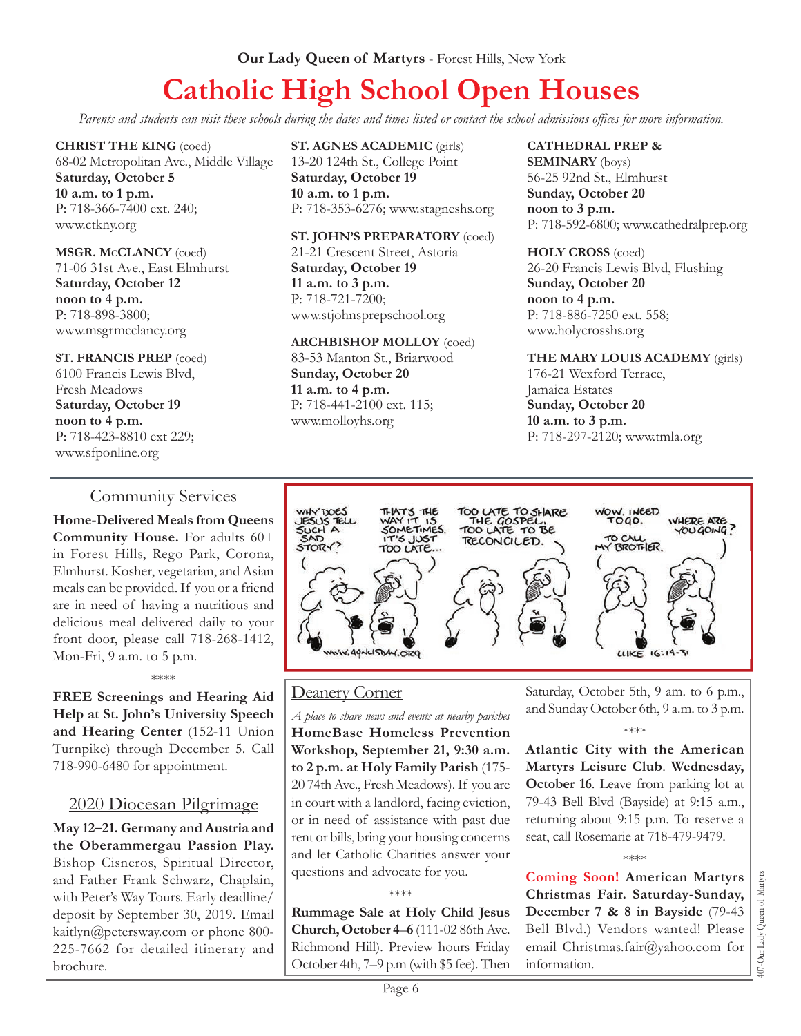# Catholic High School Open Houses

*Parents and students can visit these schools during the dates and times listed or contact the school admissions offices for more information.*

**CHRIST THE KING** (coed)
68-02 Metropolitan Ave., Middle Village
**Saturday, October 5**
**10 a.m. to 1 p.m.**
P: 718-366-7400 ext. 240;
www.ctkny.org

**MSGR. McCLANCY** (coed)
71-06 31st Ave., East Elmhurst
**Saturday, October 12**
**noon to 4 p.m.**
P: 718-898-3800;
www.msgrmcclancy.org

**ST. FRANCIS PREP** (coed)
6100 Francis Lewis Blvd,
Fresh Meadows
**Saturday, October 19**
**noon to 4 p.m.**
P: 718-423-8810 ext 229;
www.sfponline.org

**ST. AGNES ACADEMIC** (girls)
13-20 124th St., College Point
**Saturday, October 19**
**10 a.m. to 1 p.m.**
P: 718-353-6276; www.stagneshs.org

**ST. JOHN'S PREPARATORY** (coed)
21-21 Crescent Street, Astoria
**Saturday, October 19**
**11 a.m. to 3 p.m.**
P: 718-721-7200;
www.stjohnsprepschool.org

**ARCHBISHOP MOLLOY** (coed)
83-53 Manton St., Briarwood
**Sunday, October 20**
**11 a.m. to 4 p.m.**
P: 718-441-2100 ext. 115;
www.molloyhs.org

**CATHEDRAL PREP & SEMINARY** (boys)
56-25 92nd St., Elmhurst
**Sunday, October 20**
**noon to 3 p.m.**
P: 718-592-6800; www.cathedralprep.org

**HOLY CROSS** (coed)
26-20 Francis Lewis Blvd, Flushing
**Sunday, October 20**
**noon to 4 p.m.**
P: 718-886-7250 ext. 558;
www.holycrosshs.org

**THE MARY LOUIS ACADEMY** (girls)
176-21 Wexford Terrace,
Jamaica Estates
**Sunday, October 20**
**10 a.m. to 3 p.m.**
P: 718-297-2120; www.tmla.org

## Community Services

**Home-Delivered Meals from Queens Community House.** For adults 60+ in Forest Hills, Rego Park, Corona, Elmhurst. Kosher, vegetarian, and Asian meals can be provided. If you or a friend are in need of having a nutritious and delicious meal delivered daily to your front door, please call 718-268-1412, Mon-Fri, 9 a.m. to 5 p.m.

\*\*\*\*

**FREE Screenings and Hearing Aid Help at St. John's University Speech and Hearing Center** (152-11 Union Turnpike) through December 5. Call 718-990-6480 for appointment.

## 2020 Diocesan Pilgrimage

**May 12–21. Germany and Austria and the Oberammergau Passion Play.** Bishop Cisneros, Spiritual Director, and Father Frank Schwarz, Chaplain, with Peter's Way Tours. Early deadline/deposit by September 30, 2019. Email kaitlyn@petersway.com or phone 800-225-7662 for detailed itinerary and brochure.

WHY DOES JESUS TELL SUCH A SAD STORY?
THAT'S THE WAY IT IS SOMETIMES. IT'S JUST TOO LATE...
TOO LATE TO SHARE THE GOSPEL, TOO LATE TO BE RECONCILED.
WOW. I NEED TO GO.
WHERE ARE YOU GOING?
TO CALL MY BROTHER.
WWW.AGNUSDAY.ORG
LUKE 16:19-31

## Deanery Corner

*A place to share news and events at nearby parishes*

**HomeBase Homeless Prevention Workshop, September 21, 9:30 a.m. to 2 p.m. at Holy Family Parish** (175-20 74th Ave., Fresh Meadows). If you are in court with a landlord, facing eviction, or in need of assistance with past due rent or bills, bring your housing concerns and let Catholic Charities answer your questions and advocate for you.

\*\*\*\*

**Rummage Sale at Holy Child Jesus Church, October 4–6** (111-02 86th Ave. Richmond Hill). Preview hours Friday October 4th, 7–9 p.m (with $5 fee). Then Saturday, October 5th, 9 am. to 6 p.m., and Sunday October 6th, 9 a.m. to 3 p.m.

\*\*\*\*

**Atlantic City with the American Martyrs Leisure Club**. **Wednesday, October 16**. Leave from parking lot at 79-43 Bell Blvd (Bayside) at 9:15 a.m., returning about 9:15 p.m. To reserve a seat, call Rosemarie at 718-479-9479.

\*\*\*\*

**Coming Soon! American Martyrs Christmas Fair. Saturday-Sunday, December 7 & 8 in Bayside** (79-43 Bell Blvd.) Vendors wanted! Please email Christmas.fair@yahoo.com for information.